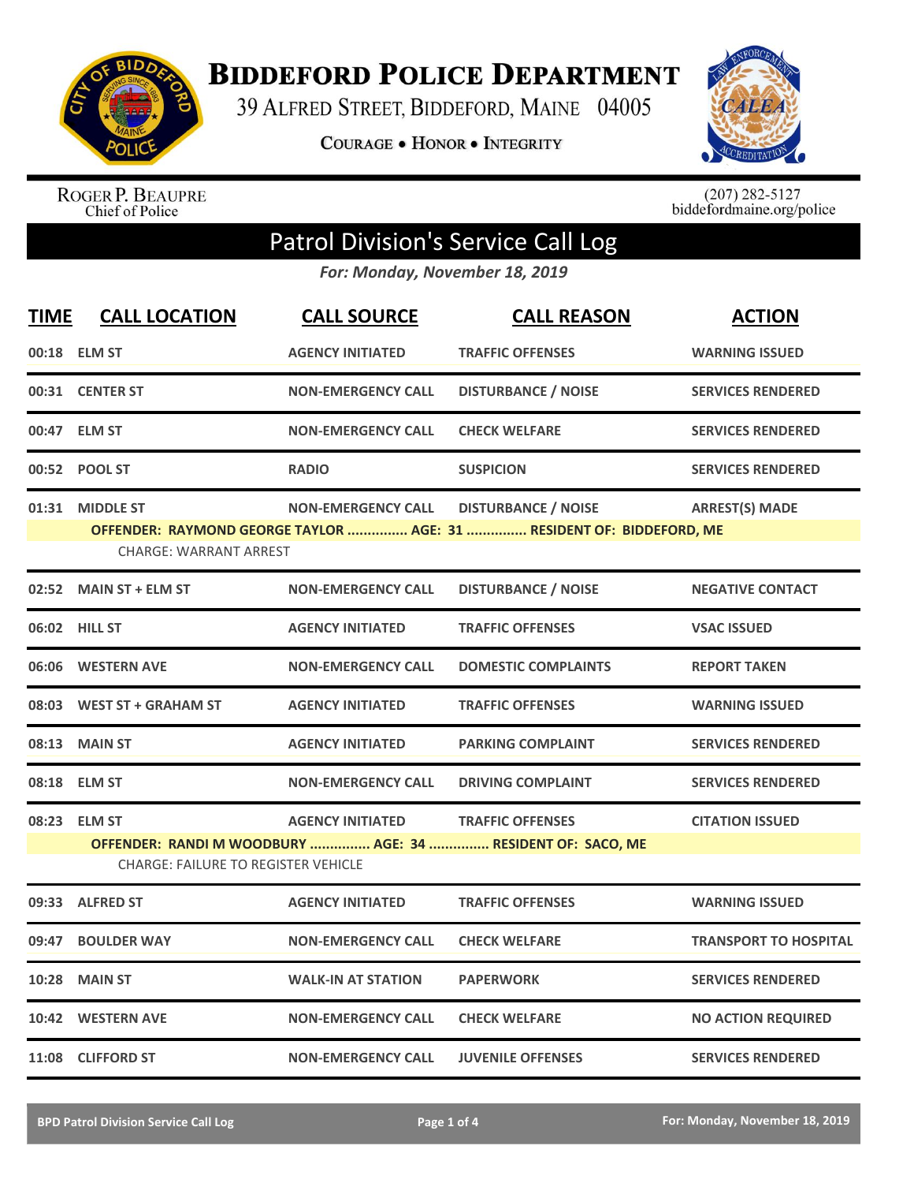# BIDDEFORD POLICE DEPARTMENT

39 ALFRED STREET, BIDDEFORD, MAINE 04005

COURAGE • HONOR • INTEGRITY

ROGER P. BEAUPRE
Chief of Police

(207) 282-5127
biddefordmaine.org/police

## Patrol Division's Service Call Log

*For: Monday, November 18, 2019*

| TIME | CALL LOCATION | CALL SOURCE | CALL REASON | ACTION |
|---|---|---|---|---|
| 00:18 | ELM ST | AGENCY INITIATED | TRAFFIC OFFENSES | WARNING ISSUED |
| 00:31 | CENTER ST | NON-EMERGENCY CALL | DISTURBANCE / NOISE | SERVICES RENDERED |
| 00:47 | ELM ST | NON-EMERGENCY CALL | CHECK WELFARE | SERVICES RENDERED |
| 00:52 | POOL ST | RADIO | SUSPICION | SERVICES RENDERED |
| 01:31 | MIDDLE ST | NON-EMERGENCY CALL | DISTURBANCE / NOISE | ARREST(S) MADE |
| | OFFENDER: RAYMOND GEORGE TAYLOR ............... AGE: 31 ............... RESIDENT OF: BIDDEFORD, ME | | | |
| | CHARGE: WARRANT ARREST | | | |
| 02:52 | MAIN ST + ELM ST | NON-EMERGENCY CALL | DISTURBANCE / NOISE | NEGATIVE CONTACT |
| 06:02 | HILL ST | AGENCY INITIATED | TRAFFIC OFFENSES | VSAC ISSUED |
| 06:06 | WESTERN AVE | NON-EMERGENCY CALL | DOMESTIC COMPLAINTS | REPORT TAKEN |
| 08:03 | WEST ST + GRAHAM ST | AGENCY INITIATED | TRAFFIC OFFENSES | WARNING ISSUED |
| 08:13 | MAIN ST | AGENCY INITIATED | PARKING COMPLAINT | SERVICES RENDERED |
| 08:18 | ELM ST | NON-EMERGENCY CALL | DRIVING COMPLAINT | SERVICES RENDERED |
| 08:23 | ELM ST | AGENCY INITIATED | TRAFFIC OFFENSES | CITATION ISSUED |
| | OFFENDER: RANDI M WOODBURY ............... AGE: 34 ............... RESIDENT OF: SACO, ME | | | |
| | CHARGE: FAILURE TO REGISTER VEHICLE | | | |
| 09:33 | ALFRED ST | AGENCY INITIATED | TRAFFIC OFFENSES | WARNING ISSUED |
| 09:47 | BOULDER WAY | NON-EMERGENCY CALL | CHECK WELFARE | TRANSPORT TO HOSPITAL |
| 10:28 | MAIN ST | WALK-IN AT STATION | PAPERWORK | SERVICES RENDERED |
| 10:42 | WESTERN AVE | NON-EMERGENCY CALL | CHECK WELFARE | NO ACTION REQUIRED |
| 11:08 | CLIFFORD ST | NON-EMERGENCY CALL | JUVENILE OFFENSES | SERVICES RENDERED |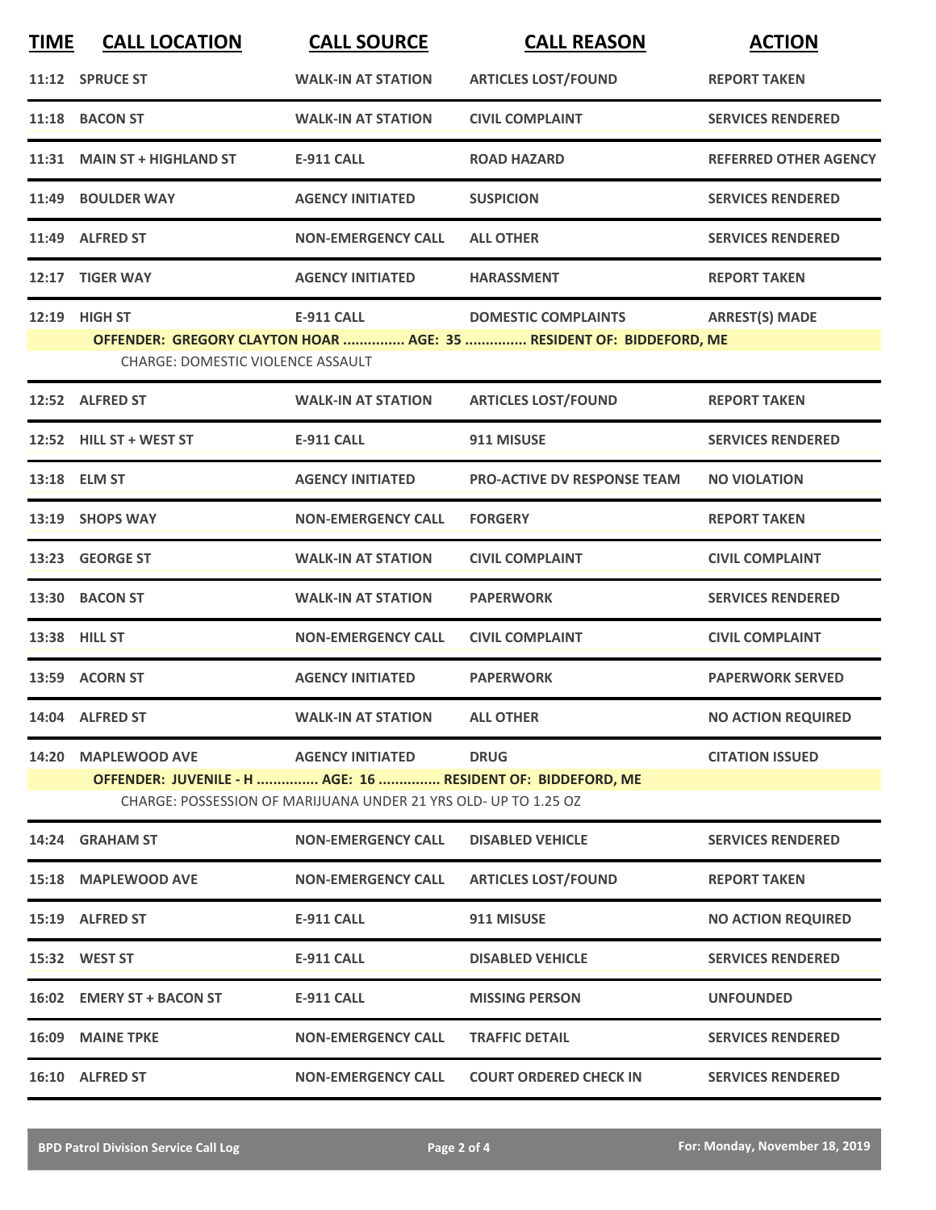| TIME | CALL LOCATION | CALL SOURCE | CALL REASON | ACTION |
|---|---|---|---|---|
| 11:12 | SPRUCE ST | WALK-IN AT STATION | ARTICLES LOST/FOUND | REPORT TAKEN |
| 11:18 | BACON ST | WALK-IN AT STATION | CIVIL COMPLAINT | SERVICES RENDERED |
| 11:31 | MAIN ST + HIGHLAND ST | E-911 CALL | ROAD HAZARD | REFERRED OTHER AGENCY |
| 11:49 | BOULDER WAY | AGENCY INITIATED | SUSPICION | SERVICES RENDERED |
| 11:49 | ALFRED ST | NON-EMERGENCY CALL | ALL OTHER | SERVICES RENDERED |
| 12:17 | TIGER WAY | AGENCY INITIATED | HARASSMENT | REPORT TAKEN |
| 12:19 | HIGH ST | E-911 CALL | DOMESTIC COMPLAINTS | ARREST(S) MADE |
| | OFFENDER: GREGORY CLAYTON HOAR ............... AGE: 35 ............... RESIDENT OF: BIDDEFORD, ME | | | |
| | CHARGE: DOMESTIC VIOLENCE ASSAULT | | | |
| 12:52 | ALFRED ST | WALK-IN AT STATION | ARTICLES LOST/FOUND | REPORT TAKEN |
| 12:52 | HILL ST + WEST ST | E-911 CALL | 911 MISUSE | SERVICES RENDERED |
| 13:18 | ELM ST | AGENCY INITIATED | PRO-ACTIVE DV RESPONSE TEAM | NO VIOLATION |
| 13:19 | SHOPS WAY | NON-EMERGENCY CALL | FORGERY | REPORT TAKEN |
| 13:23 | GEORGE ST | WALK-IN AT STATION | CIVIL COMPLAINT | CIVIL COMPLAINT |
| 13:30 | BACON ST | WALK-IN AT STATION | PAPERWORK | SERVICES RENDERED |
| 13:38 | HILL ST | NON-EMERGENCY CALL | CIVIL COMPLAINT | CIVIL COMPLAINT |
| 13:59 | ACORN ST | AGENCY INITIATED | PAPERWORK | PAPERWORK SERVED |
| 14:04 | ALFRED ST | WALK-IN AT STATION | ALL OTHER | NO ACTION REQUIRED |
| 14:20 | MAPLEWOOD AVE | AGENCY INITIATED | DRUG | CITATION ISSUED |
| | OFFENDER: JUVENILE - H ............... AGE: 16 ............... RESIDENT OF: BIDDEFORD, ME | | | |
| | CHARGE: POSSESSION OF MARIJUANA UNDER 21 YRS OLD- UP TO 1.25 OZ | | | |
| 14:24 | GRAHAM ST | NON-EMERGENCY CALL | DISABLED VEHICLE | SERVICES RENDERED |
| 15:18 | MAPLEWOOD AVE | NON-EMERGENCY CALL | ARTICLES LOST/FOUND | REPORT TAKEN |
| 15:19 | ALFRED ST | E-911 CALL | 911 MISUSE | NO ACTION REQUIRED |
| 15:32 | WEST ST | E-911 CALL | DISABLED VEHICLE | SERVICES RENDERED |
| 16:02 | EMERY ST + BACON ST | E-911 CALL | MISSING PERSON | UNFOUNDED |
| 16:09 | MAINE TPKE | NON-EMERGENCY CALL | TRAFFIC DETAIL | SERVICES RENDERED |
| 16:10 | ALFRED ST | NON-EMERGENCY CALL | COURT ORDERED CHECK IN | SERVICES RENDERED |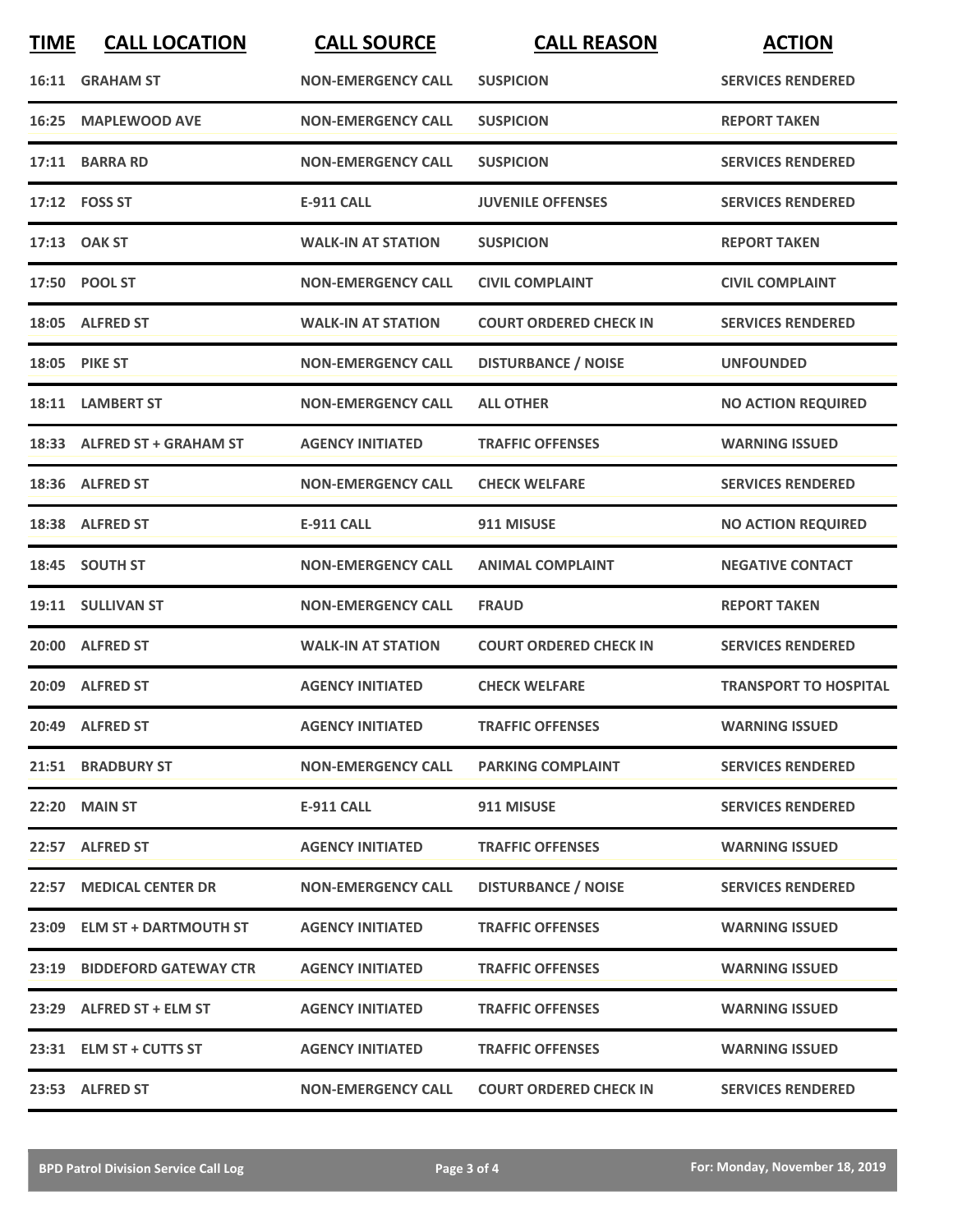| TIME | CALL LOCATION | CALL SOURCE | CALL REASON | ACTION |
|---|---|---|---|---|
| 16:11 | GRAHAM ST | NON-EMERGENCY CALL | SUSPICION | SERVICES RENDERED |
| 16:25 | MAPLEWOOD AVE | NON-EMERGENCY CALL | SUSPICION | REPORT TAKEN |
| 17:11 | BARRA RD | NON-EMERGENCY CALL | SUSPICION | SERVICES RENDERED |
| 17:12 | FOSS ST | E-911 CALL | JUVENILE OFFENSES | SERVICES RENDERED |
| 17:13 | OAK ST | WALK-IN AT STATION | SUSPICION | REPORT TAKEN |
| 17:50 | POOL ST | NON-EMERGENCY CALL | CIVIL COMPLAINT | CIVIL COMPLAINT |
| 18:05 | ALFRED ST | WALK-IN AT STATION | COURT ORDERED CHECK IN | SERVICES RENDERED |
| 18:05 | PIKE ST | NON-EMERGENCY CALL | DISTURBANCE / NOISE | UNFOUNDED |
| 18:11 | LAMBERT ST | NON-EMERGENCY CALL | ALL OTHER | NO ACTION REQUIRED |
| 18:33 | ALFRED ST + GRAHAM ST | AGENCY INITIATED | TRAFFIC OFFENSES | WARNING ISSUED |
| 18:36 | ALFRED ST | NON-EMERGENCY CALL | CHECK WELFARE | SERVICES RENDERED |
| 18:38 | ALFRED ST | E-911 CALL | 911 MISUSE | NO ACTION REQUIRED |
| 18:45 | SOUTH ST | NON-EMERGENCY CALL | ANIMAL COMPLAINT | NEGATIVE CONTACT |
| 19:11 | SULLIVAN ST | NON-EMERGENCY CALL | FRAUD | REPORT TAKEN |
| 20:00 | ALFRED ST | WALK-IN AT STATION | COURT ORDERED CHECK IN | SERVICES RENDERED |
| 20:09 | ALFRED ST | AGENCY INITIATED | CHECK WELFARE | TRANSPORT TO HOSPITAL |
| 20:49 | ALFRED ST | AGENCY INITIATED | TRAFFIC OFFENSES | WARNING ISSUED |
| 21:51 | BRADBURY ST | NON-EMERGENCY CALL | PARKING COMPLAINT | SERVICES RENDERED |
| 22:20 | MAIN ST | E-911 CALL | 911 MISUSE | SERVICES RENDERED |
| 22:57 | ALFRED ST | AGENCY INITIATED | TRAFFIC OFFENSES | WARNING ISSUED |
| 22:57 | MEDICAL CENTER DR | NON-EMERGENCY CALL | DISTURBANCE / NOISE | SERVICES RENDERED |
| 23:09 | ELM ST + DARTMOUTH ST | AGENCY INITIATED | TRAFFIC OFFENSES | WARNING ISSUED |
| 23:19 | BIDDEFORD GATEWAY CTR | AGENCY INITIATED | TRAFFIC OFFENSES | WARNING ISSUED |
| 23:29 | ALFRED ST + ELM ST | AGENCY INITIATED | TRAFFIC OFFENSES | WARNING ISSUED |
| 23:31 | ELM ST + CUTTS ST | AGENCY INITIATED | TRAFFIC OFFENSES | WARNING ISSUED |
| 23:53 | ALFRED ST | NON-EMERGENCY CALL | COURT ORDERED CHECK IN | SERVICES RENDERED |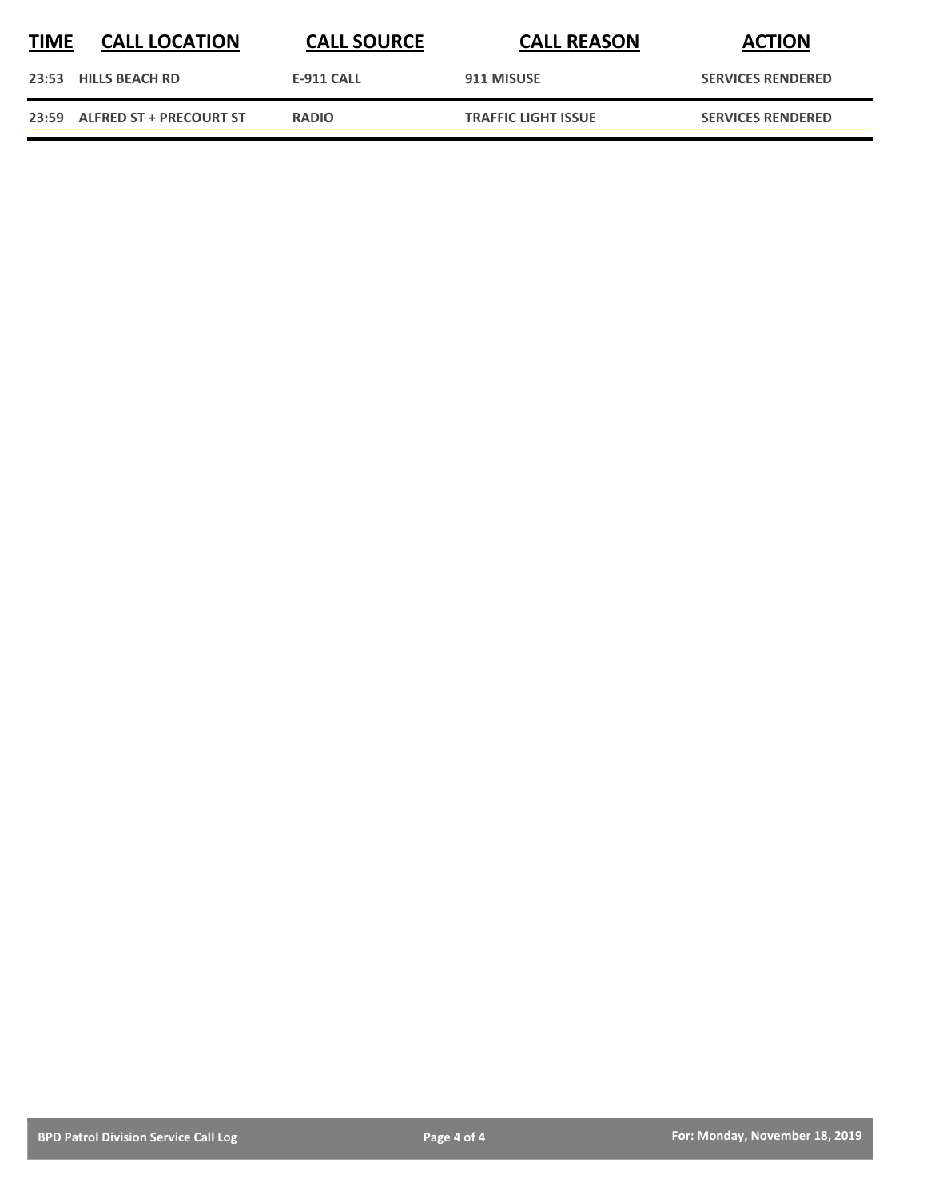| TIME | CALL LOCATION | CALL SOURCE | CALL REASON | ACTION |
| --- | --- | --- | --- | --- |
| 23:53 | HILLS BEACH RD | E-911 CALL | 911 MISUSE | SERVICES RENDERED |
| 23:59 | ALFRED ST + PRECOURT ST | RADIO | TRAFFIC LIGHT ISSUE | SERVICES RENDERED |